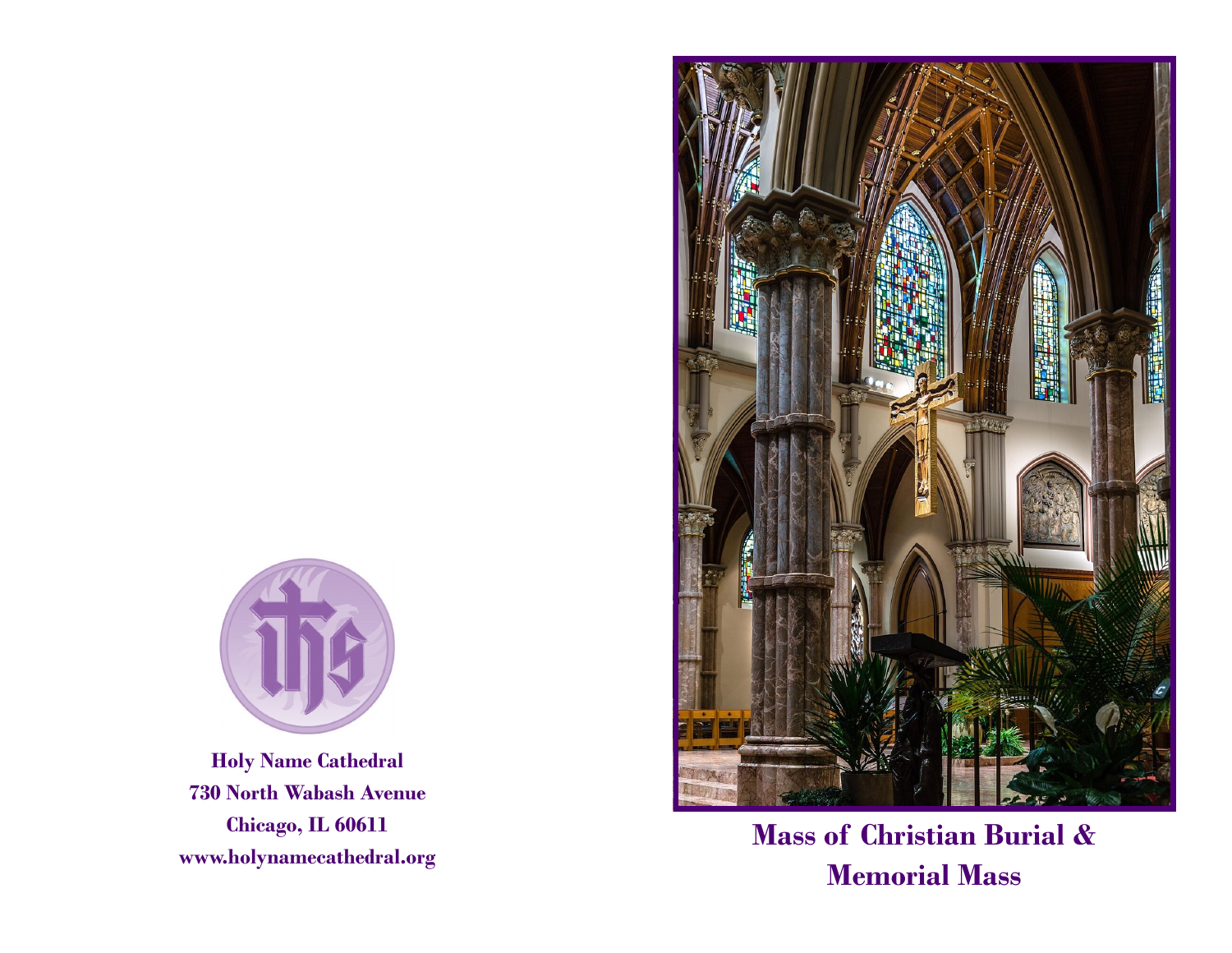**Holy Name Cathedral**
**730 North Wabash Avenue**
**Chicago, IL 60611**
**www.holynamecathedral.org**

# Mass of Christian Burial & Memorial Mass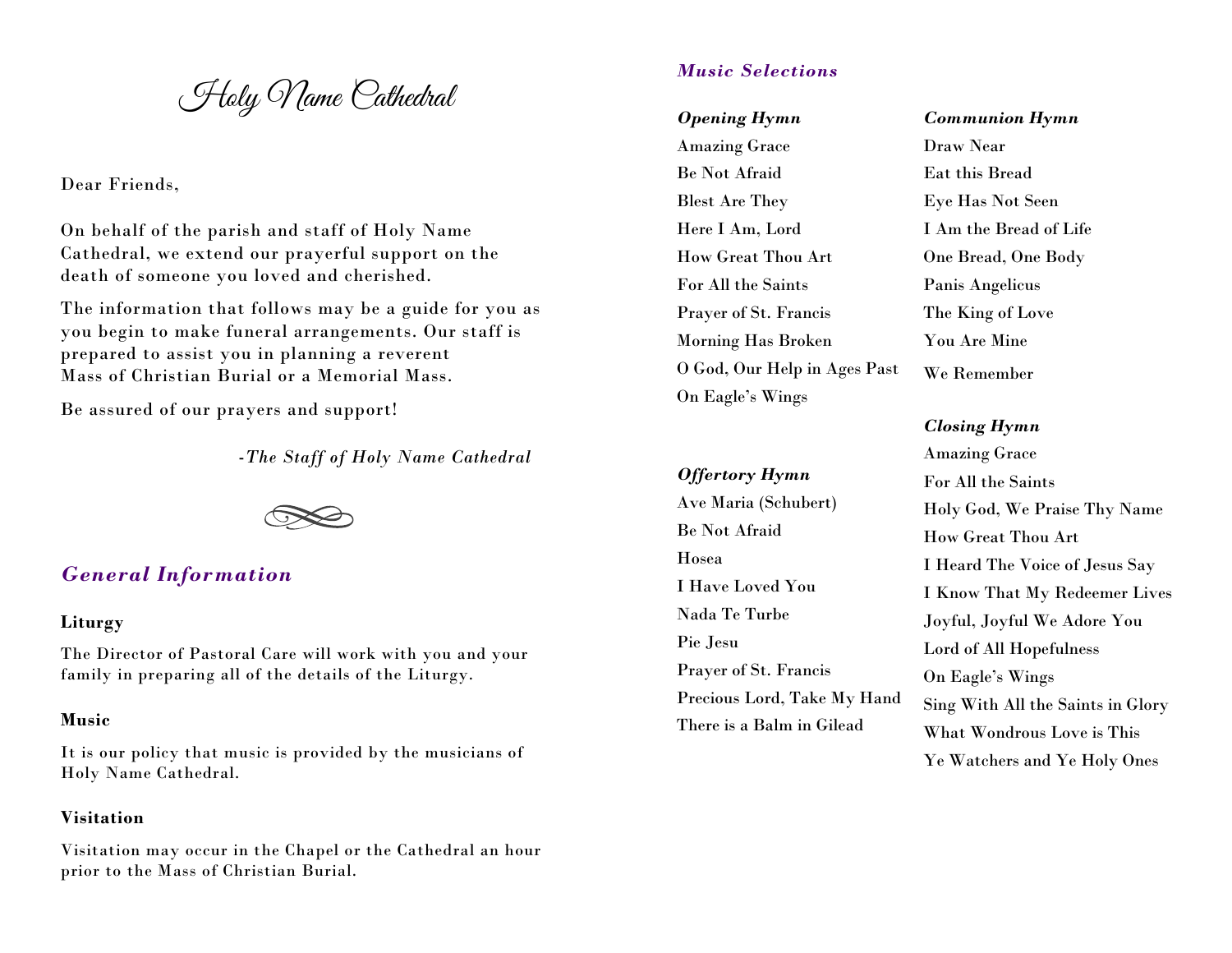# Holy Name Cathedral

Dear Friends,

On behalf of the parish and staff of Holy Name Cathedral, we extend our prayerful support on the death of someone you loved and cherished.

The information that follows may be a guide for you as you begin to make funeral arrangements. Our staff is prepared to assist you in planning a reverent Mass of Christian Burial or a Memorial Mass.

Be assured of our prayers and support!

*-The Staff of Holy Name Cathedral*

## *General Information*

**Liturgy**

The Director of Pastoral Care will work with you and your family in preparing all of the details of the Liturgy.

**Music**

It is our policy that music is provided by the musicians of Holy Name Cathedral.

**Visitation**

Visitation may occur in the Chapel or the Cathedral an hour prior to the Mass of Christian Burial.

## *Music Selections*

***Opening Hymn***

Amazing Grace
Be Not Afraid
Blest Are They
Here I Am, Lord
How Great Thou Art
For All the Saints
Prayer of St. Francis
Morning Has Broken
O God, Our Help in Ages Past
On Eagle's Wings

***Offertory Hymn***

Ave Maria (Schubert)
Be Not Afraid
Hosea
I Have Loved You
Nada Te Turbe
Pie Jesu
Prayer of St. Francis
Precious Lord, Take My Hand
There is a Balm in Gilead

***Communion Hymn***

Draw Near
Eat this Bread
Eye Has Not Seen
I Am the Bread of Life
One Bread, One Body
Panis Angelicus
The King of Love
You Are Mine
We Remember

***Closing Hymn***

Amazing Grace
For All the Saints
Holy God, We Praise Thy Name
How Great Thou Art
I Heard The Voice of Jesus Say
I Know That My Redeemer Lives
Joyful, Joyful We Adore You
Lord of All Hopefulness
On Eagle's Wings
Sing With All the Saints in Glory
What Wondrous Love is This
Ye Watchers and Ye Holy Ones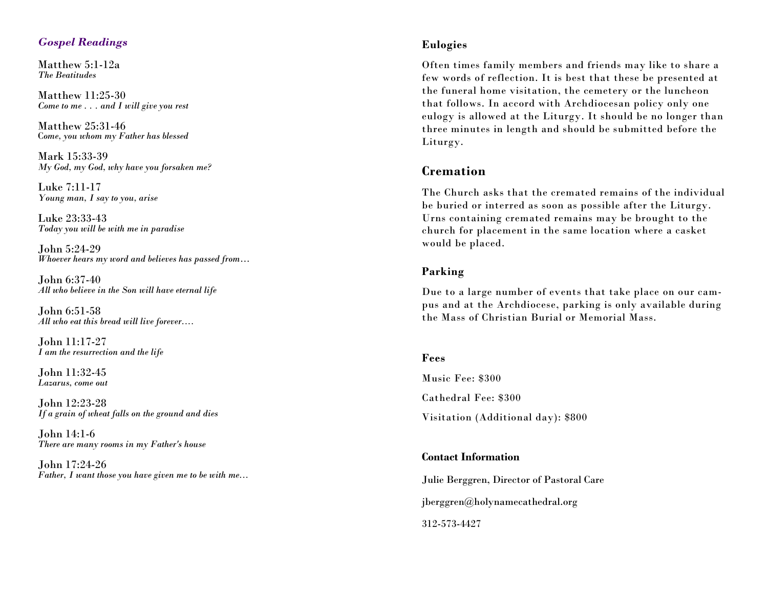## *Gospel Readings*

Matthew 5:1-12a
*The Beatitudes*

Matthew 11:25-30
*Come to me . . . and I will give you rest*

Matthew 25:31-46
*Come, you whom my Father has blessed*

Mark 15:33-39
*My God, my God, why have you forsaken me?*

Luke 7:11-17
*Young man, I say to you, arise*

Luke 23:33-43
*Today you will be with me in paradise*

John 5:24-29
*Whoever hears my word and believes has passed from…*

John 6:37-40
*All who believe in the Son will have eternal life*

John 6:51-58
*All who eat this bread will live forever….*

John 11:17-27
*I am the resurrection and the life*

John 11:32-45
*Lazarus, come out*

John 12:23-28
*If a grain of wheat falls on the ground and dies*

John 14:1-6
*There are many rooms in my Father's house*

John 17:24-26
*Father, I want those you have given me to be with me…*

### Eulogies

Often times family members and friends may like to share a few words of reflection. It is best that these be presented at the funeral home visitation, the cemetery or the luncheon that follows. In accord with Archdiocesan policy only one eulogy is allowed at the Liturgy. It should be no longer than three minutes in length and should be submitted before the Liturgy.

## Cremation

The Church asks that the cremated remains of the individual be buried or interred as soon as possible after the Liturgy. Urns containing cremated remains may be brought to the church for placement in the same location where a casket would be placed.

### Parking

Due to a large number of events that take place on our campus and at the Archdiocese, parking is only available during the Mass of Christian Burial or Memorial Mass.

### Fees

Music Fee: $300

Cathedral Fee: $300

Visitation (Additional day): $800

### Contact Information

Julie Berggren, Director of Pastoral Care

jberggren@holynamecathedral.org

312-573-4427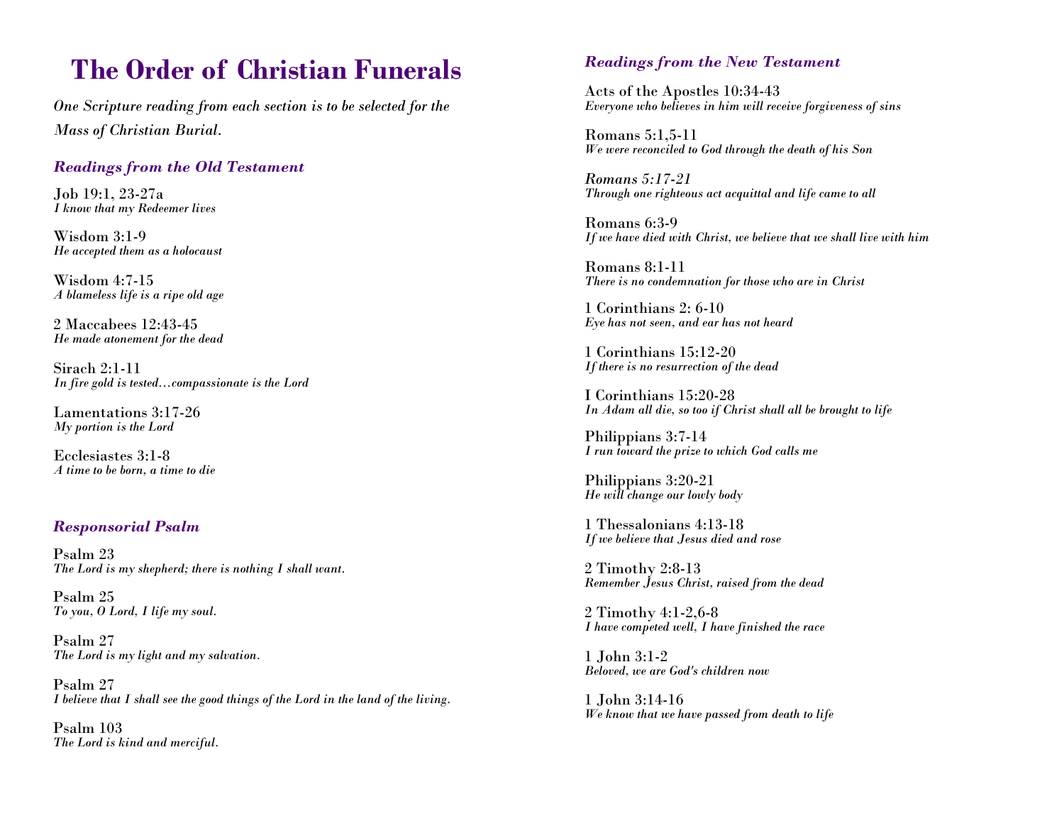# The Order of Christian Funerals

*One Scripture reading from each section is to be selected for the Mass of Christian Burial.*

### *Readings from the Old Testament*

Job 19:1, 23-27a
*I know that my Redeemer lives*

Wisdom 3:1-9
*He accepted them as a holocaust*

Wisdom 4:7-15
*A blameless life is a ripe old age*

2 Maccabees 12:43-45
*He made atonement for the dead*

Sirach 2:1-11
*In fire gold is tested…compassionate is the Lord*

Lamentations 3:17-26
*My portion is the Lord*

Ecclesiastes 3:1-8
*A time to be born, a time to die*

### *Responsorial Psalm*

Psalm 23
*The Lord is my shepherd; there is nothing I shall want.*

Psalm 25
*To you, O Lord, I life my soul.*

Psalm 27
*The Lord is my light and my salvation.*

Psalm 27
*I believe that I shall see the good things of the Lord in the land of the living.*

Psalm 103
*The Lord is kind and merciful.*

### *Readings from the New Testament*

Acts of the Apostles 10:34-43
*Everyone who believes in him will receive forgiveness of sins*

Romans 5:1,5-11
*We were reconciled to God through the death of his Son*

*Romans 5:17-21*
*Through one righteous act acquittal and life came to all*

Romans 6:3-9
*If we have died with Christ, we believe that we shall live with him*

Romans 8:1-11
*There is no condemnation for those who are in Christ*

1 Corinthians 2: 6-10
*Eye has not seen, and ear has not heard*

1 Corinthians 15:12-20
*If there is no resurrection of the dead*

I Corinthians 15:20-28
*In Adam all die, so too if Christ shall all be brought to life*

Philippians 3:7-14
*I run toward the prize to which God calls me*

Philippians 3:20-21
*He will change our lowly body*

1 Thessalonians 4:13-18
*If we believe that Jesus died and rose*

2 Timothy 2:8-13
*Remember Jesus Christ, raised from the dead*

2 Timothy 4:1-2,6-8
*I have competed well, I have finished the race*

1 John 3:1-2
*Beloved, we are God's children now*

1 John 3:14-16
*We know that we have passed from death to life*